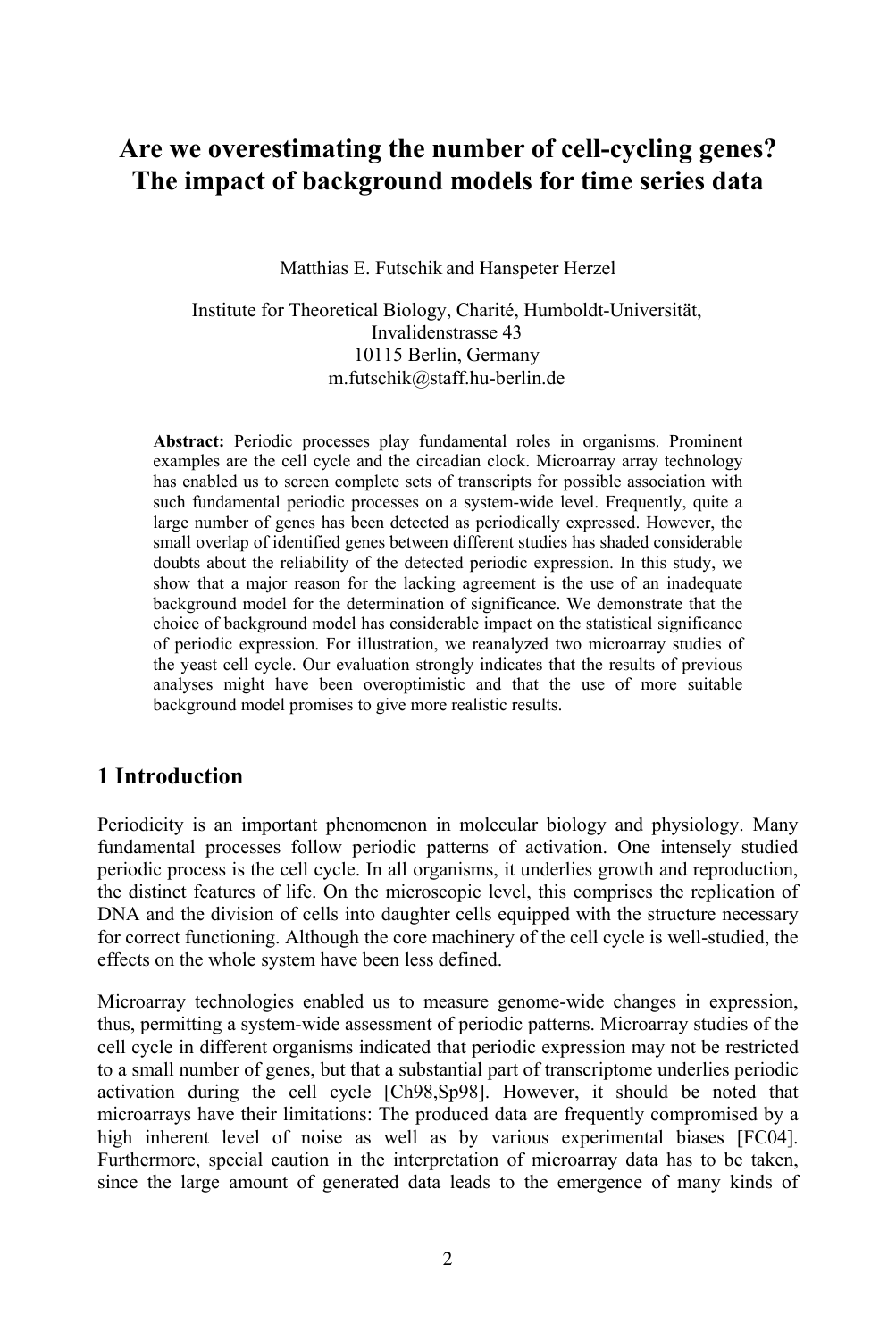# Are we overestimating the number of cell-cycling genes? The impact of background models for time series data

Matthias E. Futschik and Hanspeter Herzel

Institute for Theoretical Biology, Charité, Humboldt-Universität,
Invalidenstrasse 43
10115 Berlin, Germany
m.futschik@staff.hu-berlin.de

**Abstract:** Periodic processes play fundamental roles in organisms. Prominent examples are the cell cycle and the circadian clock. Microarray array technology has enabled us to screen complete sets of transcripts for possible association with such fundamental periodic processes on a system-wide level. Frequently, quite a large number of genes has been detected as periodically expressed. However, the small overlap of identified genes between different studies has shaded considerable doubts about the reliability of the detected periodic expression. In this study, we show that a major reason for the lacking agreement is the use of an inadequate background model for the determination of significance. We demonstrate that the choice of background model has considerable impact on the statistical significance of periodic expression. For illustration, we reanalyzed two microarray studies of the yeast cell cycle. Our evaluation strongly indicates that the results of previous analyses might have been overoptimistic and that the use of more suitable background model promises to give more realistic results.

## 1 Introduction

Periodicity is an important phenomenon in molecular biology and physiology. Many fundamental processes follow periodic patterns of activation. One intensely studied periodic process is the cell cycle. In all organisms, it underlies growth and reproduction, the distinct features of life. On the microscopic level, this comprises the replication of DNA and the division of cells into daughter cells equipped with the structure necessary for correct functioning. Although the core machinery of the cell cycle is well-studied, the effects on the whole system have been less defined.

Microarray technologies enabled us to measure genome-wide changes in expression, thus, permitting a system-wide assessment of periodic patterns. Microarray studies of the cell cycle in different organisms indicated that periodic expression may not be restricted to a small number of genes, but that a substantial part of transcriptome underlies periodic activation during the cell cycle [Ch98,Sp98]. However, it should be noted that microarrays have their limitations: The produced data are frequently compromised by a high inherent level of noise as well as by various experimental biases [FC04]. Furthermore, special caution in the interpretation of microarray data has to be taken, since the large amount of generated data leads to the emergence of many kinds of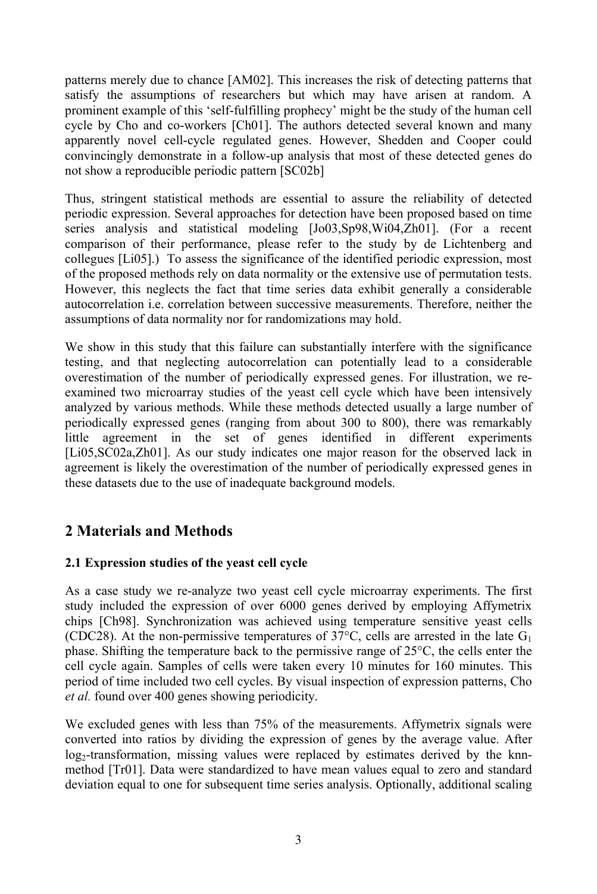patterns merely due to chance [AM02]. This increases the risk of detecting patterns that satisfy the assumptions of researchers but which may have arisen at random. A prominent example of this 'self-fulfilling prophecy' might be the study of the human cell cycle by Cho and co-workers [Ch01]. The authors detected several known and many apparently novel cell-cycle regulated genes. However, Shedden and Cooper could convincingly demonstrate in a follow-up analysis that most of these detected genes do not show a reproducible periodic pattern [SC02b]

Thus, stringent statistical methods are essential to assure the reliability of detected periodic expression. Several approaches for detection have been proposed based on time series analysis and statistical modeling [Jo03,Sp98,Wi04,Zh01]. (For a recent comparison of their performance, please refer to the study by de Lichtenberg and collegues [Li05].) To assess the significance of the identified periodic expression, most of the proposed methods rely on data normality or the extensive use of permutation tests. However, this neglects the fact that time series data exhibit generally a considerable autocorrelation i.e. correlation between successive measurements. Therefore, neither the assumptions of data normality nor for randomizations may hold.

We show in this study that this failure can substantially interfere with the significance testing, and that neglecting autocorrelation can potentially lead to a considerable overestimation of the number of periodically expressed genes. For illustration, we re-examined two microarray studies of the yeast cell cycle which have been intensively analyzed by various methods. While these methods detected usually a large number of periodically expressed genes (ranging from about 300 to 800), there was remarkably little agreement in the set of genes identified in different experiments [Li05,SC02a,Zh01]. As our study indicates one major reason for the observed lack in agreement is likely the overestimation of the number of periodically expressed genes in these datasets due to the use of inadequate background models.

## 2 Materials and Methods

### 2.1 Expression studies of the yeast cell cycle

As a case study we re-analyze two yeast cell cycle microarray experiments. The first study included the expression of over 6000 genes derived by employing Affymetrix chips [Ch98]. Synchronization was achieved using temperature sensitive yeast cells (CDC28). At the non-permissive temperatures of 37°C, cells are arrested in the late $G_1$ phase. Shifting the temperature back to the permissive range of 25°C, the cells enter the cell cycle again. Samples of cells were taken every 10 minutes for 160 minutes. This period of time included two cell cycles. By visual inspection of expression patterns, Cho *et al.* found over 400 genes showing periodicity.

We excluded genes with less than 75% of the measurements. Affymetrix signals were converted into ratios by dividing the expression of genes by the average value. After $\log_2$-transformation, missing values were replaced by estimates derived by the knn-method [Tr01]. Data were standardized to have mean values equal to zero and standard deviation equal to one for subsequent time series analysis. Optionally, additional scaling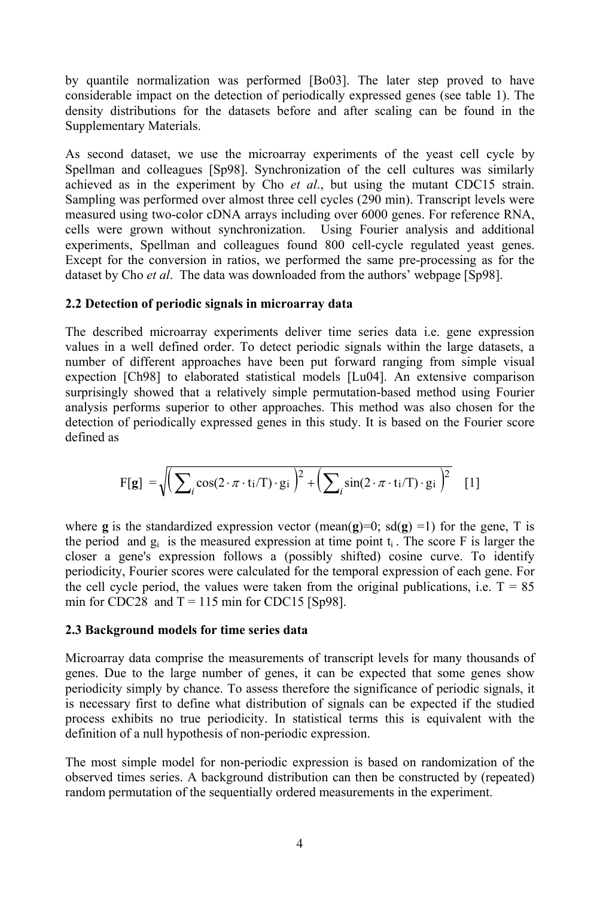by quantile normalization was performed [Bo03]. The later step proved to have considerable impact on the detection of periodically expressed genes (see table 1). The density distributions for the datasets before and after scaling can be found in the Supplementary Materials.

As second dataset, we use the microarray experiments of the yeast cell cycle by Spellman and colleagues [Sp98]. Synchronization of the cell cultures was similarly achieved as in the experiment by Cho *et al*., but using the mutant CDC15 strain. Sampling was performed over almost three cell cycles (290 min). Transcript levels were measured using two-color cDNA arrays including over 6000 genes. For reference RNA, cells were grown without synchronization. Using Fourier analysis and additional experiments, Spellman and colleagues found 800 cell-cycle regulated yeast genes. Except for the conversion in ratios, we performed the same pre-processing as for the dataset by Cho *et al*. The data was downloaded from the authors' webpage [Sp98].

### 2.2 Detection of periodic signals in microarray data

The described microarray experiments deliver time series data i.e. gene expression values in a well defined order. To detect periodic signals within the large datasets, a number of different approaches have been put forward ranging from simple visual expection [Ch98] to elaborated statistical models [Lu04]. An extensive comparison surprisingly showed that a relatively simple permutation-based method using Fourier analysis performs superior to other approaches. This method was also chosen for the detection of periodically expressed genes in this study. It is based on the Fourier score defined as

$$F[\mathbf{g}] = \sqrt{\left(\sum_i \cos(2\cdot\pi\cdot t_i/T)\cdot g_i\right)^2 + \left(\sum_i \sin(2\cdot\pi\cdot t_i/T)\cdot g_i\right)^2} \quad [1]$$

where **g** is the standardized expression vector (mean(**g**)=0; sd(**g**) =1) for the gene, T is the period and $g_i$ is the measured expression at time point $t_i$. The score F is larger the closer a gene's expression follows a (possibly shifted) cosine curve. To identify periodicity, Fourier scores were calculated for the temporal expression of each gene. For the cell cycle period, the values were taken from the original publications, i.e. T = 85 min for CDC28 and T = 115 min for CDC15 [Sp98].

### 2.3 Background models for time series data

Microarray data comprise the measurements of transcript levels for many thousands of genes. Due to the large number of genes, it can be expected that some genes show periodicity simply by chance. To assess therefore the significance of periodic signals, it is necessary first to define what distribution of signals can be expected if the studied process exhibits no true periodicity. In statistical terms this is equivalent with the definition of a null hypothesis of non-periodic expression.

The most simple model for non-periodic expression is based on randomization of the observed times series. A background distribution can then be constructed by (repeated) random permutation of the sequentially ordered measurements in the experiment.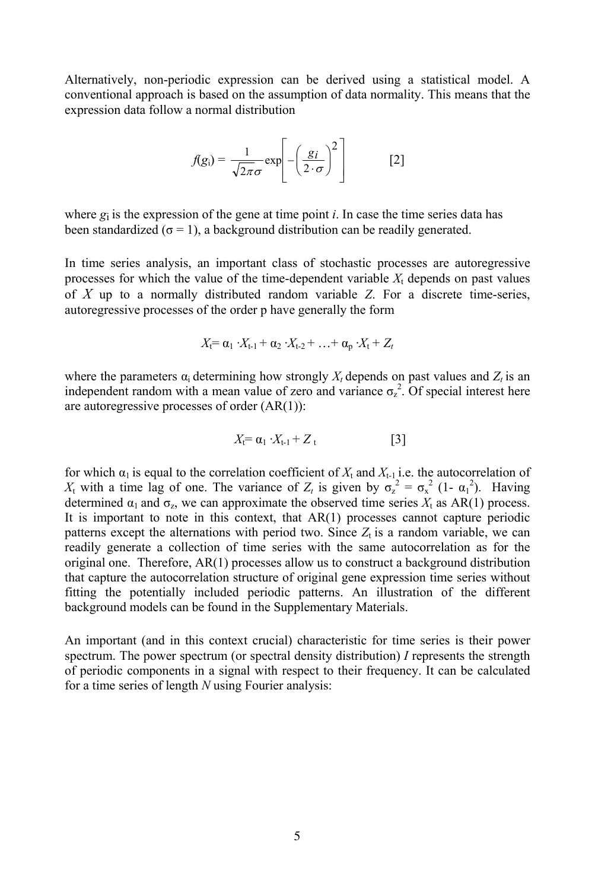Alternatively, non-periodic expression can be derived using a statistical model. A conventional approach is based on the assumption of data normality. This means that the expression data follow a normal distribution

$$f(g_i) = \frac{1}{\sqrt{2\pi}\sigma} \exp\left[ -\left( \frac{g_i}{2 \cdot \sigma} \right)^2 \right] \qquad [2]$$

where $g_i$ is the expression of the gene at time point $i$. In case the time series data has been standardized ($\sigma = 1$), a background distribution can be readily generated.

In time series analysis, an important class of stochastic processes are autoregressive processes for which the value of the time-dependent variable $X_t$ depends on past values of $X$ up to a normally distributed random variable $Z$. For a discrete time-series, autoregressive processes of the order p have generally the form

$$X_t = \alpha_1 \cdot X_{t-1} + \alpha_2 \cdot X_{t-2} + \ldots + \alpha_p \cdot X_t + Z_t$$

where the parameters $\alpha_i$ determining how strongly $X_t$ depends on past values and $Z_t$ is an independent random with a mean value of zero and variance $\sigma_z^2$. Of special interest here are autoregressive processes of order (AR(1)):

$$X_t = \alpha_1 \cdot X_{t-1} + Z_t \qquad [3]$$

for which $\alpha_1$ is equal to the correlation coefficient of $X_t$ and $X_{t-1}$ i.e. the autocorrelation of $X_t$ with a time lag of one. The variance of $Z_t$ is given by $\sigma_z^2 = \sigma_x^2\ (1 - \alpha_1^2)$. Having determined $\alpha_1$ and $\sigma_z$, we can approximate the observed time series $X_t$ as AR(1) process. It is important to note in this context, that AR(1) processes cannot capture periodic patterns except the alternations with period two. Since $Z_t$ is a random variable, we can readily generate a collection of time series with the same autocorrelation as for the original one. Therefore, AR(1) processes allow us to construct a background distribution that capture the autocorrelation structure of original gene expression time series without fitting the potentially included periodic patterns. An illustration of the different background models can be found in the Supplementary Materials.

An important (and in this context crucial) characteristic for time series is their power spectrum. The power spectrum (or spectral density distribution) $I$ represents the strength of periodic components in a signal with respect to their frequency. It can be calculated for a time series of length $N$ using Fourier analysis: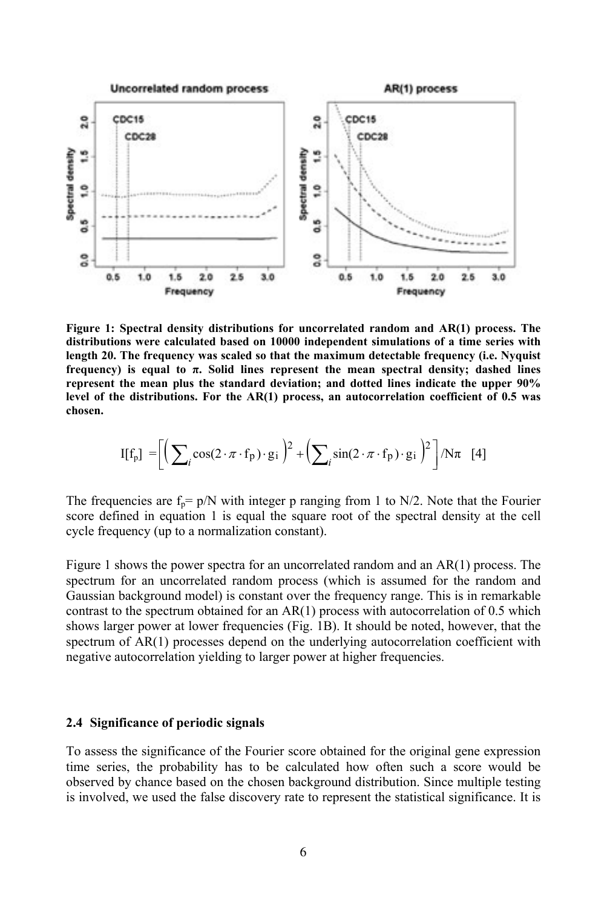**Figure 1: Spectral density distributions for uncorrelated random and AR(1) process. The distributions were calculated based on 10000 independent simulations of a time series with length 20. The frequency was scaled so that the maximum detectable frequency (i.e. Nyquist frequency) is equal to $\pi$. Solid lines represent the mean spectral density; dashed lines represent the mean plus the standard deviation; and dotted lines indicate the upper 90% level of the distributions. For the AR(1) process, an autocorrelation coefficient of 0.5 was chosen.**

$$I[f_p] = \left[ \left( \sum_i \cos(2 \cdot \pi \cdot f_p) \cdot g_i \right)^2 + \left( \sum_i \sin(2 \cdot \pi \cdot f_p) \cdot g_i \right)^2 \right] / N\pi \quad [4]$$

The frequencies are $f_p = p/N$ with integer p ranging from 1 to N/2. Note that the Fourier score defined in equation 1 is equal the square root of the spectral density at the cell cycle frequency (up to a normalization constant).

Figure 1 shows the power spectra for an uncorrelated random and an AR(1) process. The spectrum for an uncorrelated random process (which is assumed for the random and Gaussian background model) is constant over the frequency range. This is in remarkable contrast to the spectrum obtained for an AR(1) process with autocorrelation of 0.5 which shows larger power at lower frequencies (Fig. 1B). It should be noted, however, that the spectrum of AR(1) processes depend on the underlying autocorrelation coefficient with negative autocorrelation yielding to larger power at higher frequencies.

### 2.4 Significance of periodic signals

To assess the significance of the Fourier score obtained for the original gene expression time series, the probability has to be calculated how often such a score would be observed by chance based on the chosen background distribution. Since multiple testing is involved, we used the false discovery rate to represent the statistical significance. It is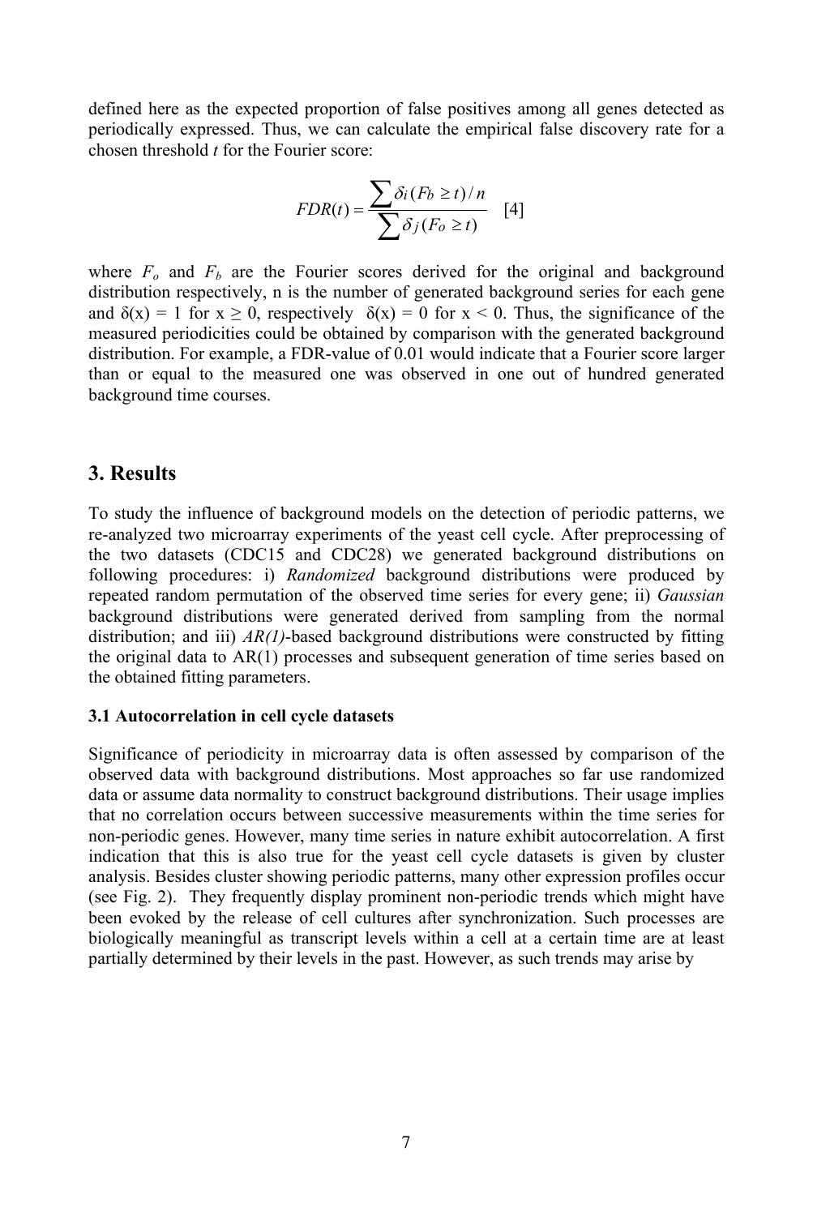defined here as the expected proportion of false positives among all genes detected as periodically expressed. Thus, we can calculate the empirical false discovery rate for a chosen threshold $t$ for the Fourier score:

$$FDR(t) = \frac{\sum \delta_i (F_b \geq t)/n}{\sum \delta_j (F_o \geq t)} \quad [4]$$

where $F_o$ and $F_b$ are the Fourier scores derived for the original and background distribution respectively, n is the number of generated background series for each gene and $\delta(x) = 1$ for $x \geq 0$, respectively $\delta(x) = 0$ for $x < 0$. Thus, the significance of the measured periodicities could be obtained by comparison with the generated background distribution. For example, a FDR-value of 0.01 would indicate that a Fourier score larger than or equal to the measured one was observed in one out of hundred generated background time courses.

## 3. Results

To study the influence of background models on the detection of periodic patterns, we re-analyzed two microarray experiments of the yeast cell cycle. After preprocessing of the two datasets (CDC15 and CDC28) we generated background distributions on following procedures: i) *Randomized* background distributions were produced by repeated random permutation of the observed time series for every gene; ii) *Gaussian* background distributions were generated derived from sampling from the normal distribution; and iii) *AR(1)*-based background distributions were constructed by fitting the original data to AR(1) processes and subsequent generation of time series based on the obtained fitting parameters.

### 3.1 Autocorrelation in cell cycle datasets

Significance of periodicity in microarray data is often assessed by comparison of the observed data with background distributions. Most approaches so far use randomized data or assume data normality to construct background distributions. Their usage implies that no correlation occurs between successive measurements within the time series for non-periodic genes. However, many time series in nature exhibit autocorrelation. A first indication that this is also true for the yeast cell cycle datasets is given by cluster analysis. Besides cluster showing periodic patterns, many other expression profiles occur (see Fig. 2). They frequently display prominent non-periodic trends which might have been evoked by the release of cell cultures after synchronization. Such processes are biologically meaningful as transcript levels within a cell at a certain time are at least partially determined by their levels in the past. However, as such trends may arise by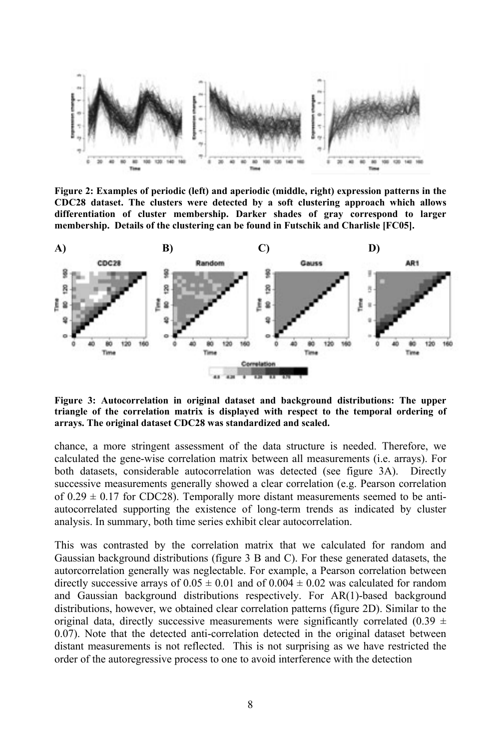**Figure 2: Examples of periodic (left) and aperiodic (middle, right) expression patterns in the CDC28 dataset. The clusters were detected by a soft clustering approach which allows differentiation of cluster membership. Darker shades of gray correspond to larger membership. Details of the clustering can be found in Futschik and Charlisle [FC05].**

**Figure 3: Autocorrelation in original dataset and background distributions: The upper triangle of the correlation matrix is displayed with respect to the temporal ordering of arrays. The original dataset CDC28 was standardized and scaled.**

chance, a more stringent assessment of the data structure is needed. Therefore, we calculated the gene-wise correlation matrix between all measurements (i.e. arrays). For both datasets, considerable autocorrelation was detected (see figure 3A). Directly successive measurements generally showed a clear correlation (e.g. Pearson correlation of $0.29 \pm 0.17$ for CDC28). Temporally more distant measurements seemed to be anti-autocorrelated supporting the existence of long-term trends as indicated by cluster analysis. In summary, both time series exhibit clear autocorrelation.

This was contrasted by the correlation matrix that we calculated for random and Gaussian background distributions (figure 3 B and C). For these generated datasets, the autorcorrelation generally was neglectable. For example, a Pearson correlation between directly successive arrays of $0.05 \pm 0.01$ and of $0.004 \pm 0.02$ was calculated for random and Gaussian background distributions respectively. For AR(1)-based background distributions, however, we obtained clear correlation patterns (figure 2D). Similar to the original data, directly successive measurements were significantly correlated ($0.39 \pm 0.07$). Note that the detected anti-correlation detected in the original dataset between distant measurements is not reflected. This is not surprising as we have restricted the order of the autoregressive process to one to avoid interference with the detection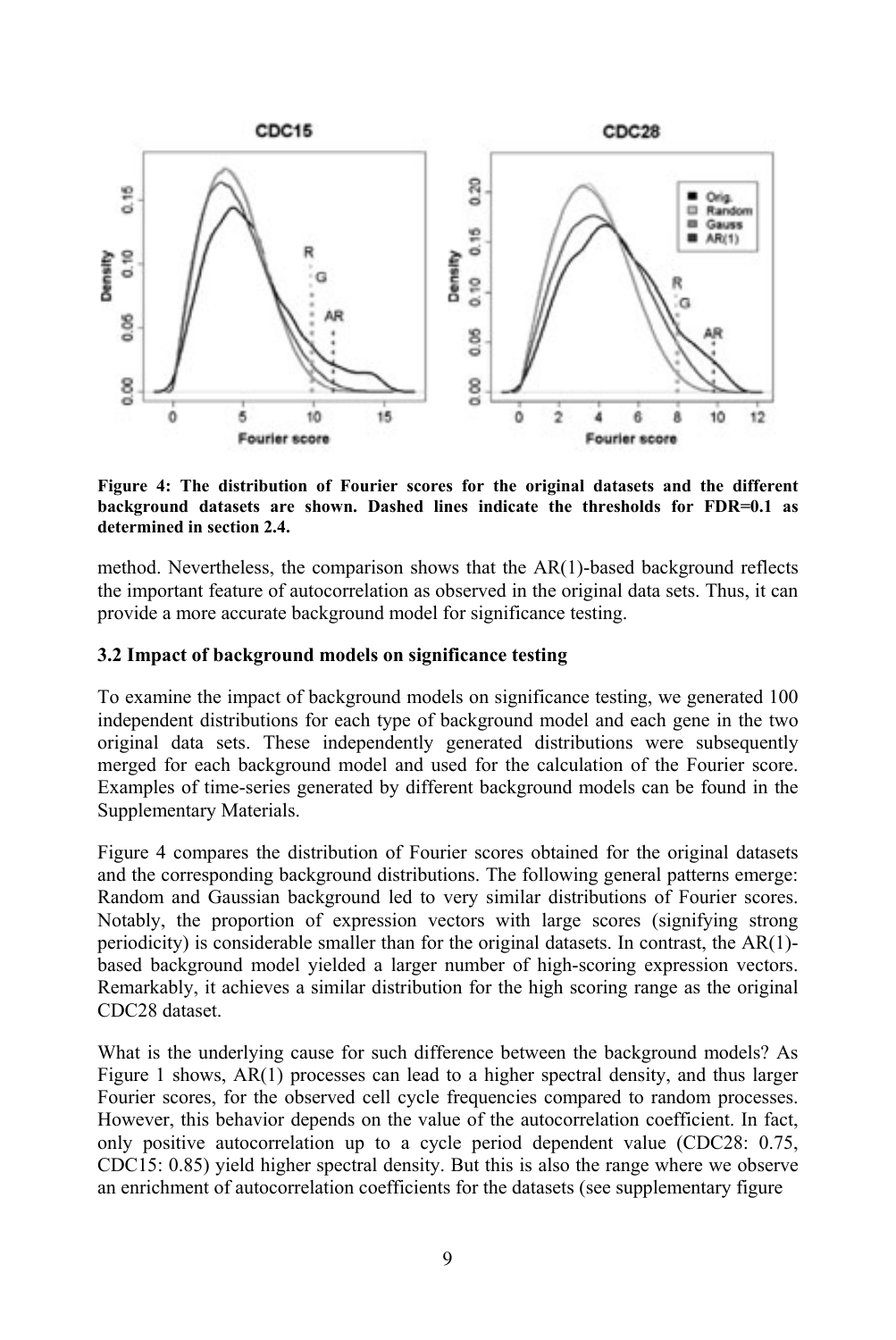**Figure 4: The distribution of Fourier scores for the original datasets and the different background datasets are shown. Dashed lines indicate the thresholds for FDR=0.1 as determined in section 2.4.**

method. Nevertheless, the comparison shows that the AR(1)-based background reflects the important feature of autocorrelation as observed in the original data sets. Thus, it can provide a more accurate background model for significance testing.

### 3.2 Impact of background models on significance testing

To examine the impact of background models on significance testing, we generated 100 independent distributions for each type of background model and each gene in the two original data sets. These independently generated distributions were subsequently merged for each background model and used for the calculation of the Fourier score. Examples of time-series generated by different background models can be found in the Supplementary Materials.

Figure 4 compares the distribution of Fourier scores obtained for the original datasets and the corresponding background distributions. The following general patterns emerge: Random and Gaussian background led to very similar distributions of Fourier scores. Notably, the proportion of expression vectors with large scores (signifying strong periodicity) is considerable smaller than for the original datasets. In contrast, the AR(1)-based background model yielded a larger number of high-scoring expression vectors. Remarkably, it achieves a similar distribution for the high scoring range as the original CDC28 dataset.

What is the underlying cause for such difference between the background models? As Figure 1 shows, AR(1) processes can lead to a higher spectral density, and thus larger Fourier scores, for the observed cell cycle frequencies compared to random processes. However, this behavior depends on the value of the autocorrelation coefficient. In fact, only positive autocorrelation up to a cycle period dependent value (CDC28: 0.75, CDC15: 0.85) yield higher spectral density. But this is also the range where we observe an enrichment of autocorrelation coefficients for the datasets (see supplementary figure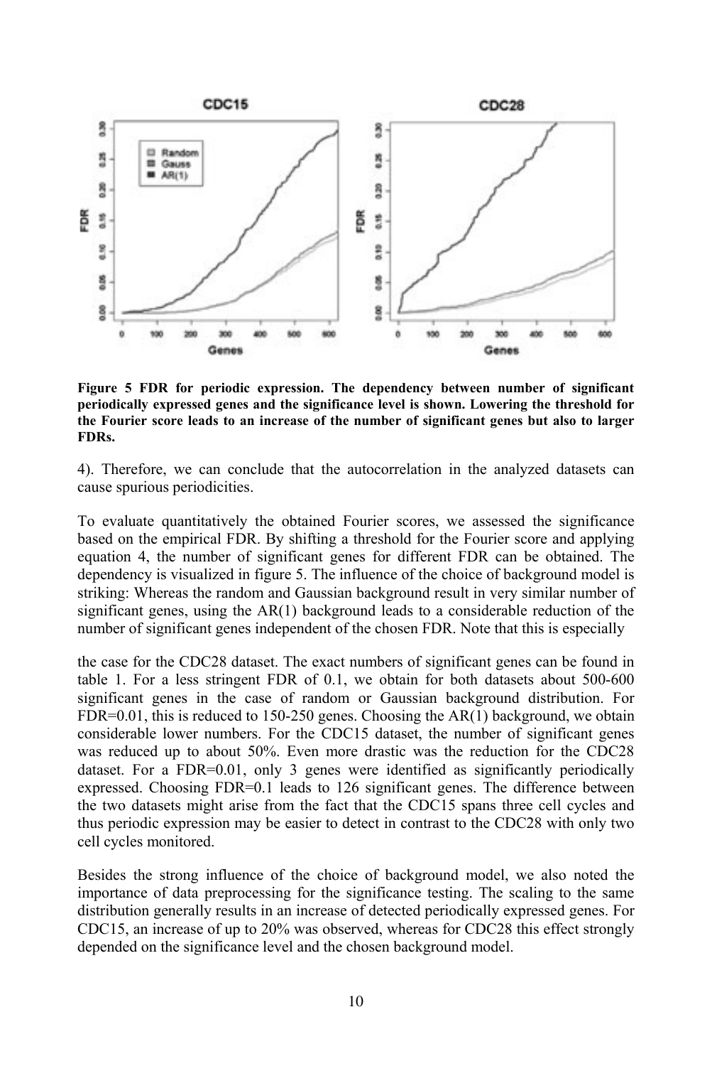**Figure 5 FDR for periodic expression. The dependency between number of significant periodically expressed genes and the significance level is shown. Lowering the threshold for the Fourier score leads to an increase of the number of significant genes but also to larger FDRs.**

4). Therefore, we can conclude that the autocorrelation in the analyzed datasets can cause spurious periodicities.

To evaluate quantitatively the obtained Fourier scores, we assessed the significance based on the empirical FDR. By shifting a threshold for the Fourier score and applying equation 4, the number of significant genes for different FDR can be obtained. The dependency is visualized in figure 5. The influence of the choice of background model is striking: Whereas the random and Gaussian background result in very similar number of significant genes, using the AR(1) background leads to a considerable reduction of the number of significant genes independent of the chosen FDR. Note that this is especially the case for the CDC28 dataset. The exact numbers of significant genes can be found in table 1. For a less stringent FDR of 0.1, we obtain for both datasets about 500-600 significant genes in the case of random or Gaussian background distribution. For FDR=0.01, this is reduced to 150-250 genes. Choosing the AR(1) background, we obtain considerable lower numbers. For the CDC15 dataset, the number of significant genes was reduced up to about 50%. Even more drastic was the reduction for the CDC28 dataset. For a FDR=0.01, only 3 genes were identified as significantly periodically expressed. Choosing FDR=0.1 leads to 126 significant genes. The difference between the two datasets might arise from the fact that the CDC15 spans three cell cycles and thus periodic expression may be easier to detect in contrast to the CDC28 with only two cell cycles monitored.

Besides the strong influence of the choice of background model, we also noted the importance of data preprocessing for the significance testing. The scaling to the same distribution generally results in an increase of detected periodically expressed genes. For CDC15, an increase of up to 20% was observed, whereas for CDC28 this effect strongly depended on the significance level and the chosen background model.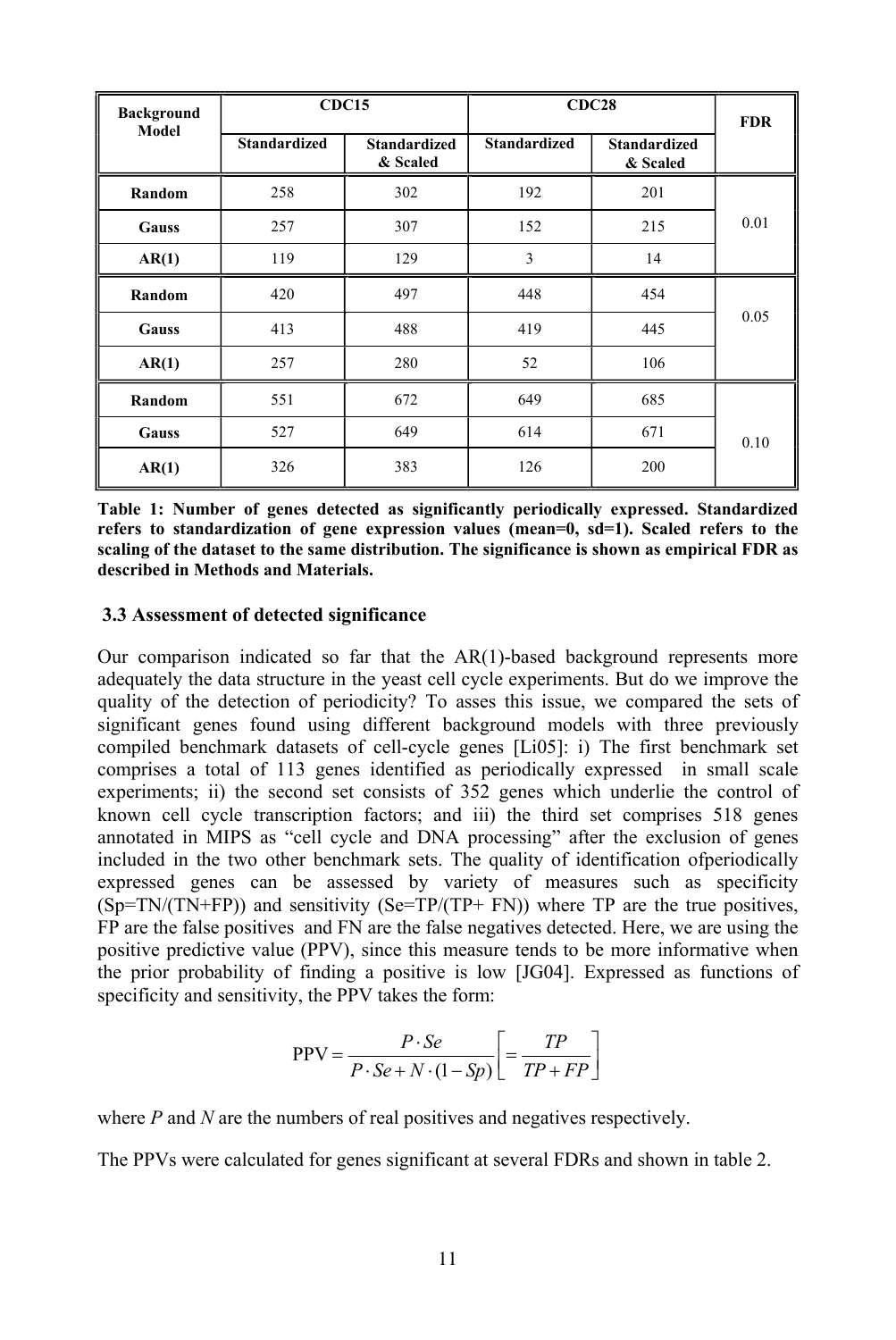| Background Model | CDC15 | | CDC28 | | FDR |
|---|---|---|---|---|---|
| | Standardized | Standardized & Scaled | Standardized | Standardized & Scaled | |
| **Random** | 258 | 302 | 192 | 201 | 0.01 |
| **Gauss** | 257 | 307 | 152 | 215 | |
| **AR(1)** | 119 | 129 | 3 | 14 | |
| **Random** | 420 | 497 | 448 | 454 | 0.05 |
| **Gauss** | 413 | 488 | 419 | 445 | |
| **AR(1)** | 257 | 280 | 52 | 106 | |
| **Random** | 551 | 672 | 649 | 685 | 0.10 |
| **Gauss** | 527 | 649 | 614 | 671 | |
| **AR(1)** | 326 | 383 | 126 | 200 | |

**Table 1: Number of genes detected as significantly periodically expressed. Standardized refers to standardization of gene expression values (mean=0, sd=1). Scaled refers to the scaling of the dataset to the same distribution. The significance is shown as empirical FDR as described in Methods and Materials.**

### 3.3 Assessment of detected significance

Our comparison indicated so far that the AR(1)-based background represents more adequately the data structure in the yeast cell cycle experiments. But do we improve the quality of the detection of periodicity? To asses this issue, we compared the sets of significant genes found using different background models with three previously compiled benchmark datasets of cell-cycle genes [Li05]: i) The first benchmark set comprises a total of 113 genes identified as periodically expressed in small scale experiments; ii) the second set consists of 352 genes which underlie the control of known cell cycle transcription factors; and iii) the third set comprises 518 genes annotated in MIPS as "cell cycle and DNA processing" after the exclusion of genes included in the two other benchmark sets. The quality of identification ofperiodically expressed genes can be assessed by variety of measures such as specificity ($Sp=TN/(TN+FP)$) and sensitivity ($Se=TP/(TP+FN)$) where TP are the true positives, FP are the false positives and FN are the false negatives detected. Here, we are using the positive predictive value (PPV), since this measure tends to be more informative when the prior probability of finding a positive is low [JG04]. Expressed as functions of specificity and sensitivity, the PPV takes the form:

$$\mathrm{PPV} = \frac{P \cdot Se}{P \cdot Se + N \cdot (1 - Sp)} \left[ = \frac{TP}{TP + FP} \right]$$

where $P$ and $N$ are the numbers of real positives and negatives respectively.

The PPVs were calculated for genes significant at several FDRs and shown in table 2.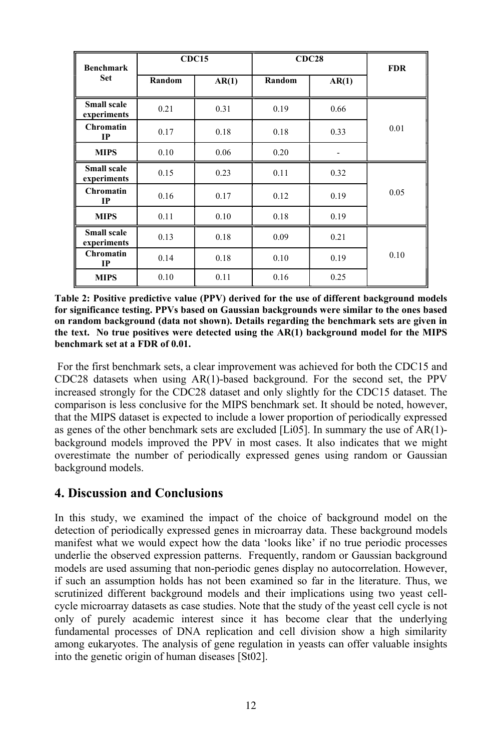| Benchmark Set | CDC15 | | CDC28 | | FDR |
|---|---|---|---|---|---|
| | Random | AR(1) | Random | AR(1) | |
| **Small scale experiments** | 0.21 | 0.31 | 0.19 | 0.66 | 0.01 |
| **Chromatin IP** | 0.17 | 0.18 | 0.18 | 0.33 | |
| **MIPS** | 0.10 | 0.06 | 0.20 | - | |
| **Small scale experiments** | 0.15 | 0.23 | 0.11 | 0.32 | 0.05 |
| **Chromatin IP** | 0.16 | 0.17 | 0.12 | 0.19 | |
| **MIPS** | 0.11 | 0.10 | 0.18 | 0.19 | |
| **Small scale experiments** | 0.13 | 0.18 | 0.09 | 0.21 | 0.10 |
| **Chromatin IP** | 0.14 | 0.18 | 0.10 | 0.19 | |
| **MIPS** | 0.10 | 0.11 | 0.16 | 0.25 | |

**Table 2: Positive predictive value (PPV) derived for the use of different background models for significance testing. PPVs based on Gaussian backgrounds were similar to the ones based on random background (data not shown). Details regarding the benchmark sets are given in the text. No true positives were detected using the AR(1) background model for the MIPS benchmark set at a FDR of 0.01.**

For the first benchmark sets, a clear improvement was achieved for both the CDC15 and CDC28 datasets when using AR(1)-based background. For the second set, the PPV increased strongly for the CDC28 dataset and only slightly for the CDC15 dataset. The comparison is less conclusive for the MIPS benchmark set. It should be noted, however, that the MIPS dataset is expected to include a lower proportion of periodically expressed as genes of the other benchmark sets are excluded [Li05]. In summary the use of AR(1)-background models improved the PPV in most cases. It also indicates that we might overestimate the number of periodically expressed genes using random or Gaussian background models.

## 4. Discussion and Conclusions

In this study, we examined the impact of the choice of background model on the detection of periodically expressed genes in microarray data. These background models manifest what we would expect how the data 'looks like' if no true periodic processes underlie the observed expression patterns. Frequently, random or Gaussian background models are used assuming that non-periodic genes display no autocorrelation. However, if such an assumption holds has not been examined so far in the literature. Thus, we scrutinized different background models and their implications using two yeast cell-cycle microarray datasets as case studies. Note that the study of the yeast cell cycle is not only of purely academic interest since it has become clear that the underlying fundamental processes of DNA replication and cell division show a high similarity among eukaryotes. The analysis of gene regulation in yeasts can offer valuable insights into the genetic origin of human diseases [St02].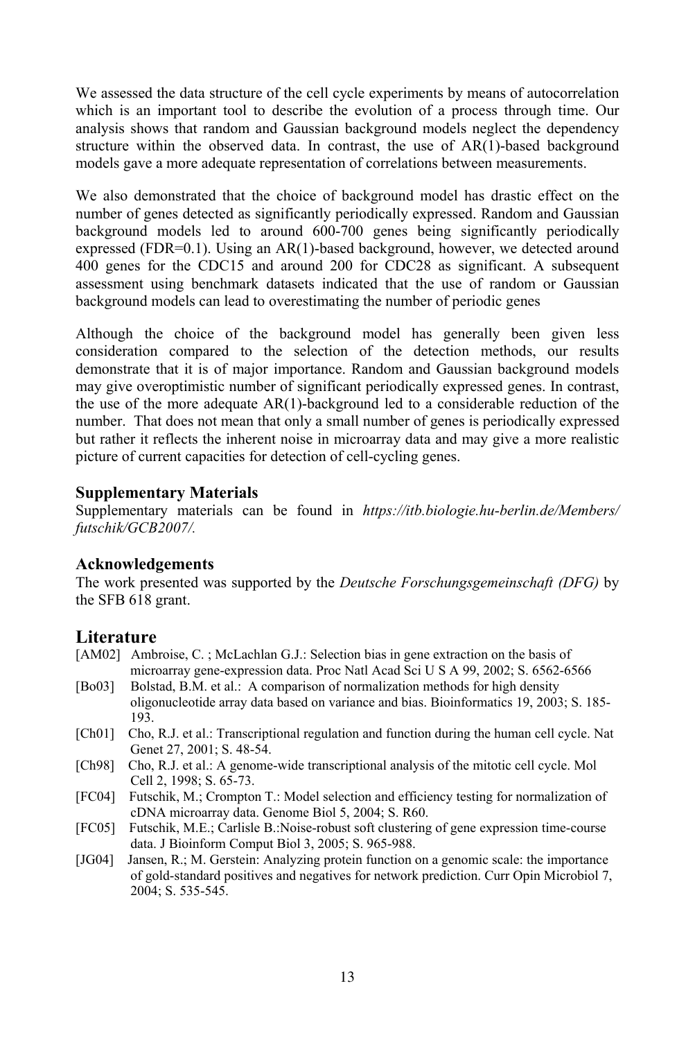We assessed the data structure of the cell cycle experiments by means of autocorrelation which is an important tool to describe the evolution of a process through time. Our analysis shows that random and Gaussian background models neglect the dependency structure within the observed data. In contrast, the use of AR(1)-based background models gave a more adequate representation of correlations between measurements.

We also demonstrated that the choice of background model has drastic effect on the number of genes detected as significantly periodically expressed. Random and Gaussian background models led to around 600-700 genes being significantly periodically expressed (FDR=0.1). Using an AR(1)-based background, however, we detected around 400 genes for the CDC15 and around 200 for CDC28 as significant. A subsequent assessment using benchmark datasets indicated that the use of random or Gaussian background models can lead to overestimating the number of periodic genes

Although the choice of the background model has generally been given less consideration compared to the selection of the detection methods, our results demonstrate that it is of major importance. Random and Gaussian background models may give overoptimistic number of significant periodically expressed genes. In contrast, the use of the more adequate AR(1)-background led to a considerable reduction of the number. That does not mean that only a small number of genes is periodically expressed but rather it reflects the inherent noise in microarray data and may give a more realistic picture of current capacities for detection of cell-cycling genes.

### Supplementary Materials

Supplementary materials can be found in *https://itb.biologie.hu-berlin.de/Members/futschik/GCB2007/.*

### Acknowledgements

The work presented was supported by the *Deutsche Forschungsgemeinschaft (DFG)* by the SFB 618 grant.

## Literature

[AM02] Ambroise, C. ; McLachlan G.J.: Selection bias in gene extraction on the basis of microarray gene-expression data. Proc Natl Acad Sci U S A 99, 2002; S. 6562-6566

[Bo03] Bolstad, B.M. et al.: A comparison of normalization methods for high density oligonucleotide array data based on variance and bias. Bioinformatics 19, 2003; S. 185-193.

[Ch01] Cho, R.J. et al.: Transcriptional regulation and function during the human cell cycle. Nat Genet 27, 2001; S. 48-54.

[Ch98] Cho, R.J. et al.: A genome-wide transcriptional analysis of the mitotic cell cycle. Mol Cell 2, 1998; S. 65-73.

[FC04] Futschik, M.; Crompton T.: Model selection and efficiency testing for normalization of cDNA microarray data. Genome Biol 5, 2004; S. R60.

[FC05] Futschik, M.E.; Carlisle B.:Noise-robust soft clustering of gene expression time-course data. J Bioinform Comput Biol 3, 2005; S. 965-988.

[JG04] Jansen, R.; M. Gerstein: Analyzing protein function on a genomic scale: the importance of gold-standard positives and negatives for network prediction. Curr Opin Microbiol 7, 2004; S. 535-545.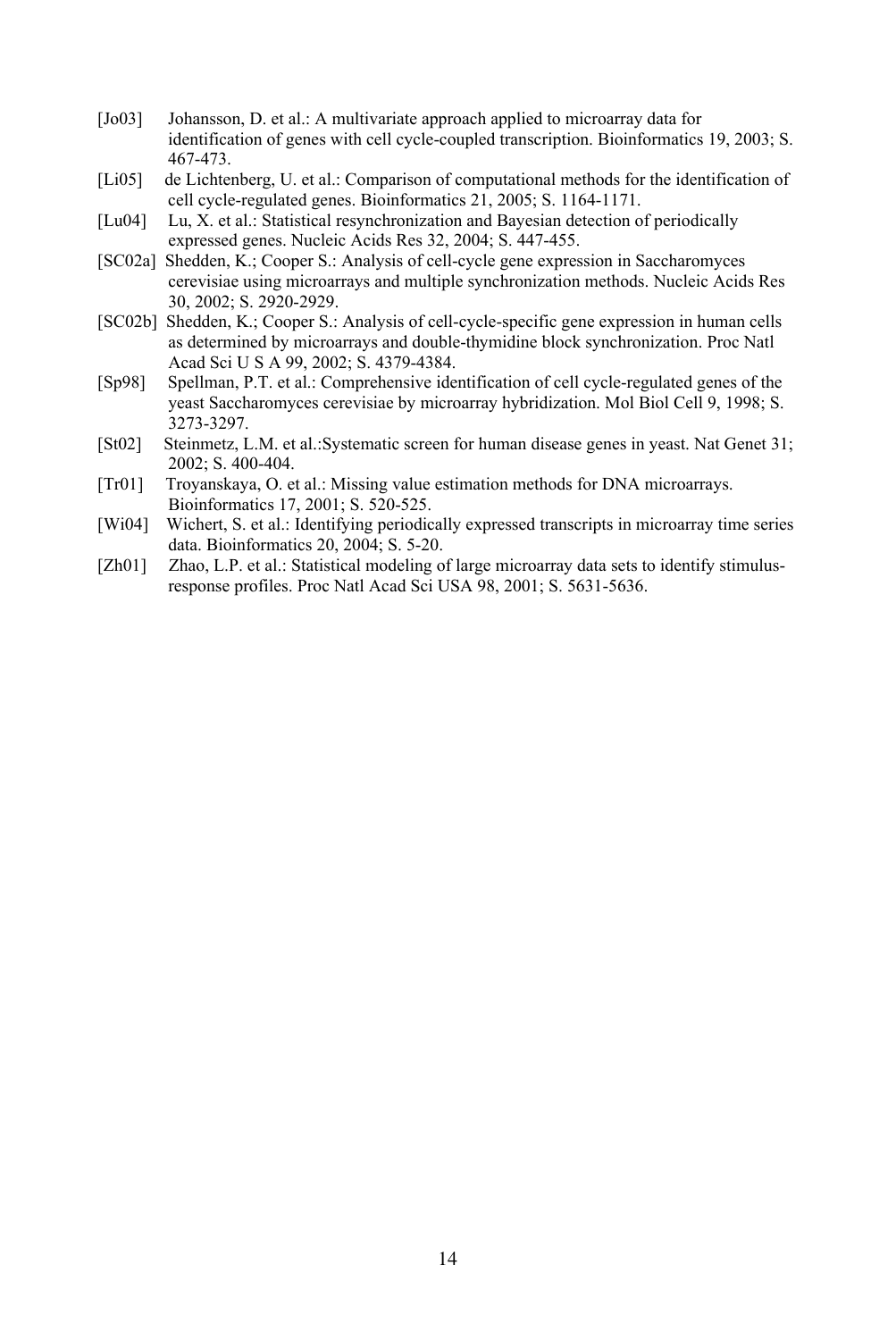[Jo03] Johansson, D. et al.: A multivariate approach applied to microarray data for identification of genes with cell cycle-coupled transcription. Bioinformatics 19, 2003; S. 467-473.

[Li05] de Lichtenberg, U. et al.: Comparison of computational methods for the identification of cell cycle-regulated genes. Bioinformatics 21, 2005; S. 1164-1171.

[Lu04] Lu, X. et al.: Statistical resynchronization and Bayesian detection of periodically expressed genes. Nucleic Acids Res 32, 2004; S. 447-455.

[SC02a] Shedden, K.; Cooper S.: Analysis of cell-cycle gene expression in Saccharomyces cerevisiae using microarrays and multiple synchronization methods. Nucleic Acids Res 30, 2002; S. 2920-2929.

[SC02b] Shedden, K.; Cooper S.: Analysis of cell-cycle-specific gene expression in human cells as determined by microarrays and double-thymidine block synchronization. Proc Natl Acad Sci U S A 99, 2002; S. 4379-4384.

[Sp98] Spellman, P.T. et al.: Comprehensive identification of cell cycle-regulated genes of the yeast Saccharomyces cerevisiae by microarray hybridization. Mol Biol Cell 9, 1998; S. 3273-3297.

[St02] Steinmetz, L.M. et al.:Systematic screen for human disease genes in yeast. Nat Genet 31; 2002; S. 400-404.

[Tr01] Troyanskaya, O. et al.: Missing value estimation methods for DNA microarrays. Bioinformatics 17, 2001; S. 520-525.

[Wi04] Wichert, S. et al.: Identifying periodically expressed transcripts in microarray time series data. Bioinformatics 20, 2004; S. 5-20.

[Zh01] Zhao, L.P. et al.: Statistical modeling of large microarray data sets to identify stimulus-response profiles. Proc Natl Acad Sci USA 98, 2001; S. 5631-5636.